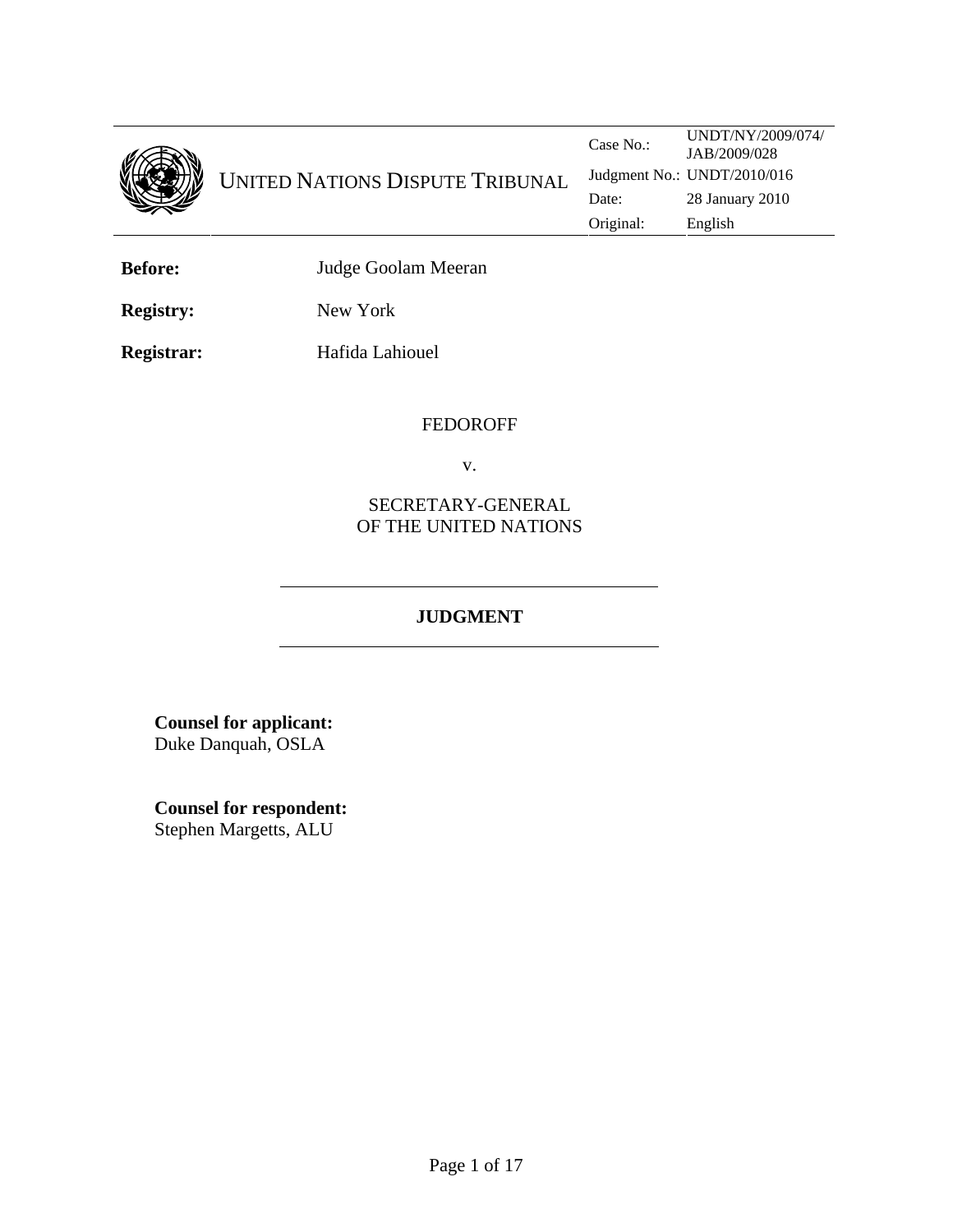UNITED NATIONS DISPUTE TRIBUNAL

| | |
|---|---|
| Case No.: | UNDT/NY/2009/074/ JAB/2009/028 |
| Judgment No.: | UNDT/2010/016 |
| Date: | 28 January 2010 |
| Original: | English |

**Before:** Judge Goolam Meeran

**Registry:** New York

**Registrar:** Hafida Lahiouel

FEDOROFF

v.

SECRETARY-GENERAL
OF THE UNITED NATIONS

---

**JUDGMENT**

---

**Counsel for applicant:**
Duke Danquah, OSLA

**Counsel for respondent:**
Stephen Margetts, ALU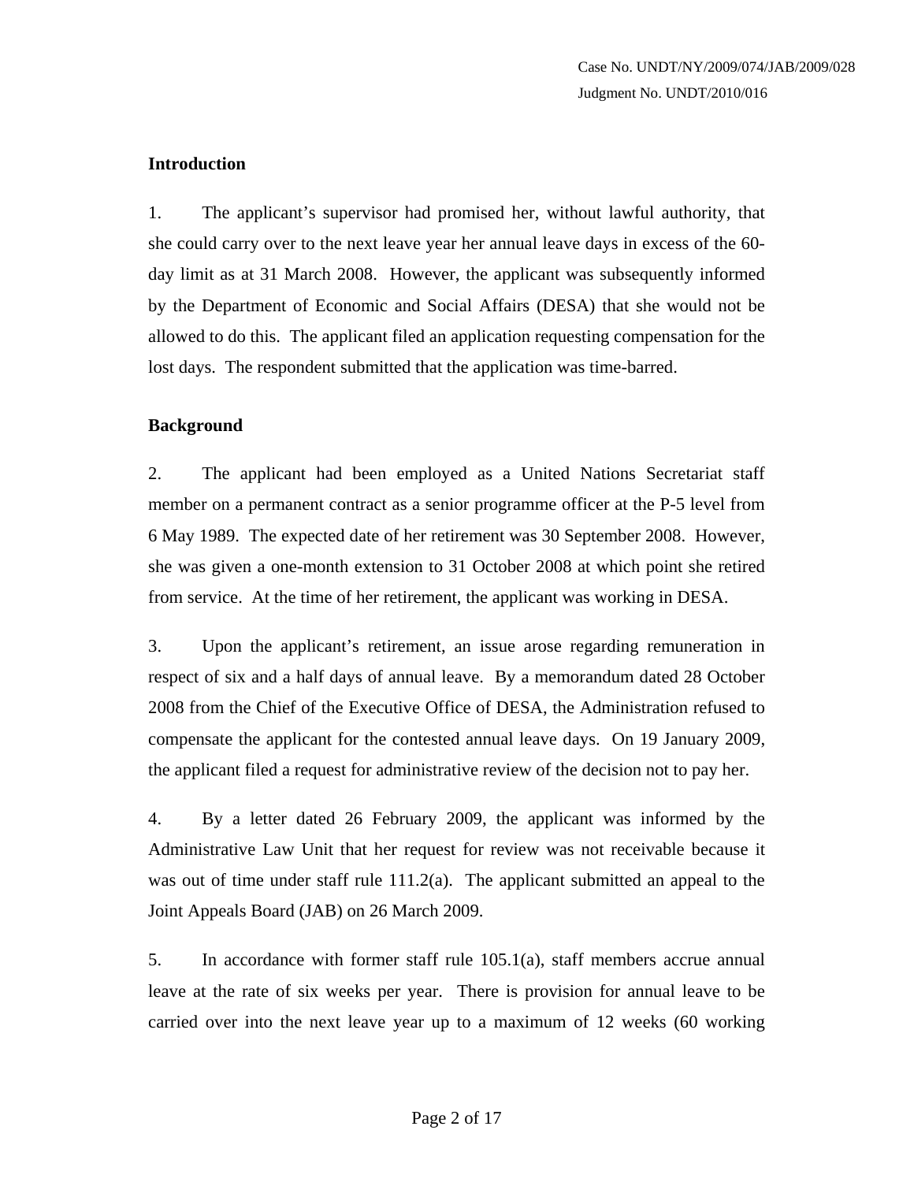## Introduction

1. The applicant's supervisor had promised her, without lawful authority, that she could carry over to the next leave year her annual leave days in excess of the 60-day limit as at 31 March 2008. However, the applicant was subsequently informed by the Department of Economic and Social Affairs (DESA) that she would not be allowed to do this. The applicant filed an application requesting compensation for the lost days. The respondent submitted that the application was time-barred.

## Background

2. The applicant had been employed as a United Nations Secretariat staff member on a permanent contract as a senior programme officer at the P-5 level from 6 May 1989. The expected date of her retirement was 30 September 2008. However, she was given a one-month extension to 31 October 2008 at which point she retired from service. At the time of her retirement, the applicant was working in DESA.

3. Upon the applicant's retirement, an issue arose regarding remuneration in respect of six and a half days of annual leave. By a memorandum dated 28 October 2008 from the Chief of the Executive Office of DESA, the Administration refused to compensate the applicant for the contested annual leave days. On 19 January 2009, the applicant filed a request for administrative review of the decision not to pay her.

4. By a letter dated 26 February 2009, the applicant was informed by the Administrative Law Unit that her request for review was not receivable because it was out of time under staff rule 111.2(a). The applicant submitted an appeal to the Joint Appeals Board (JAB) on 26 March 2009.

5. In accordance with former staff rule 105.1(a), staff members accrue annual leave at the rate of six weeks per year. There is provision for annual leave to be carried over into the next leave year up to a maximum of 12 weeks (60 working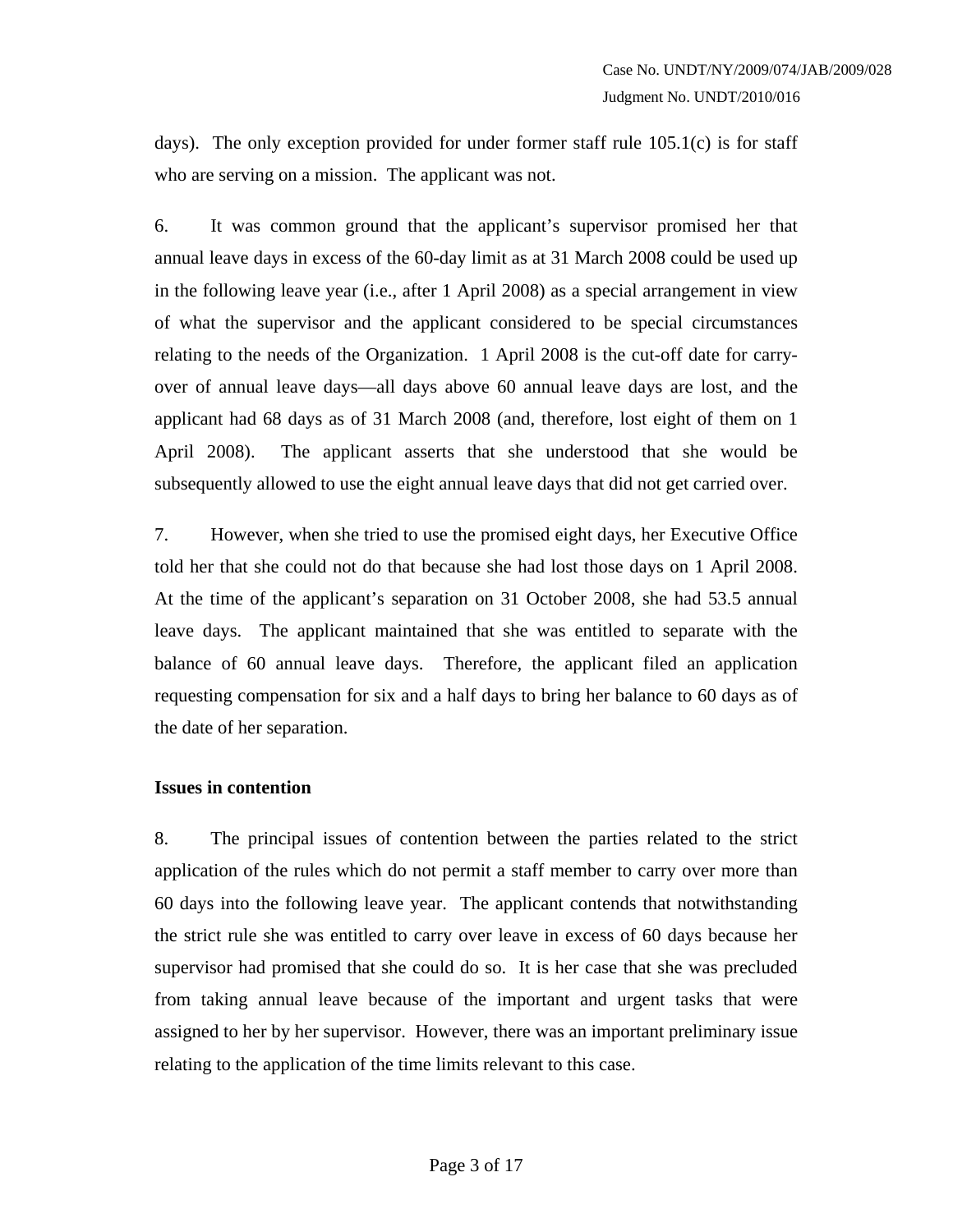days). The only exception provided for under former staff rule 105.1(c) is for staff who are serving on a mission. The applicant was not.

6. It was common ground that the applicant's supervisor promised her that annual leave days in excess of the 60-day limit as at 31 March 2008 could be used up in the following leave year (i.e., after 1 April 2008) as a special arrangement in view of what the supervisor and the applicant considered to be special circumstances relating to the needs of the Organization. 1 April 2008 is the cut-off date for carry-over of annual leave days—all days above 60 annual leave days are lost, and the applicant had 68 days as of 31 March 2008 (and, therefore, lost eight of them on 1 April 2008). The applicant asserts that she understood that she would be subsequently allowed to use the eight annual leave days that did not get carried over.

7. However, when she tried to use the promised eight days, her Executive Office told her that she could not do that because she had lost those days on 1 April 2008. At the time of the applicant's separation on 31 October 2008, she had 53.5 annual leave days. The applicant maintained that she was entitled to separate with the balance of 60 annual leave days. Therefore, the applicant filed an application requesting compensation for six and a half days to bring her balance to 60 days as of the date of her separation.

**Issues in contention**

8. The principal issues of contention between the parties related to the strict application of the rules which do not permit a staff member to carry over more than 60 days into the following leave year. The applicant contends that notwithstanding the strict rule she was entitled to carry over leave in excess of 60 days because her supervisor had promised that she could do so. It is her case that she was precluded from taking annual leave because of the important and urgent tasks that were assigned to her by her supervisor. However, there was an important preliminary issue relating to the application of the time limits relevant to this case.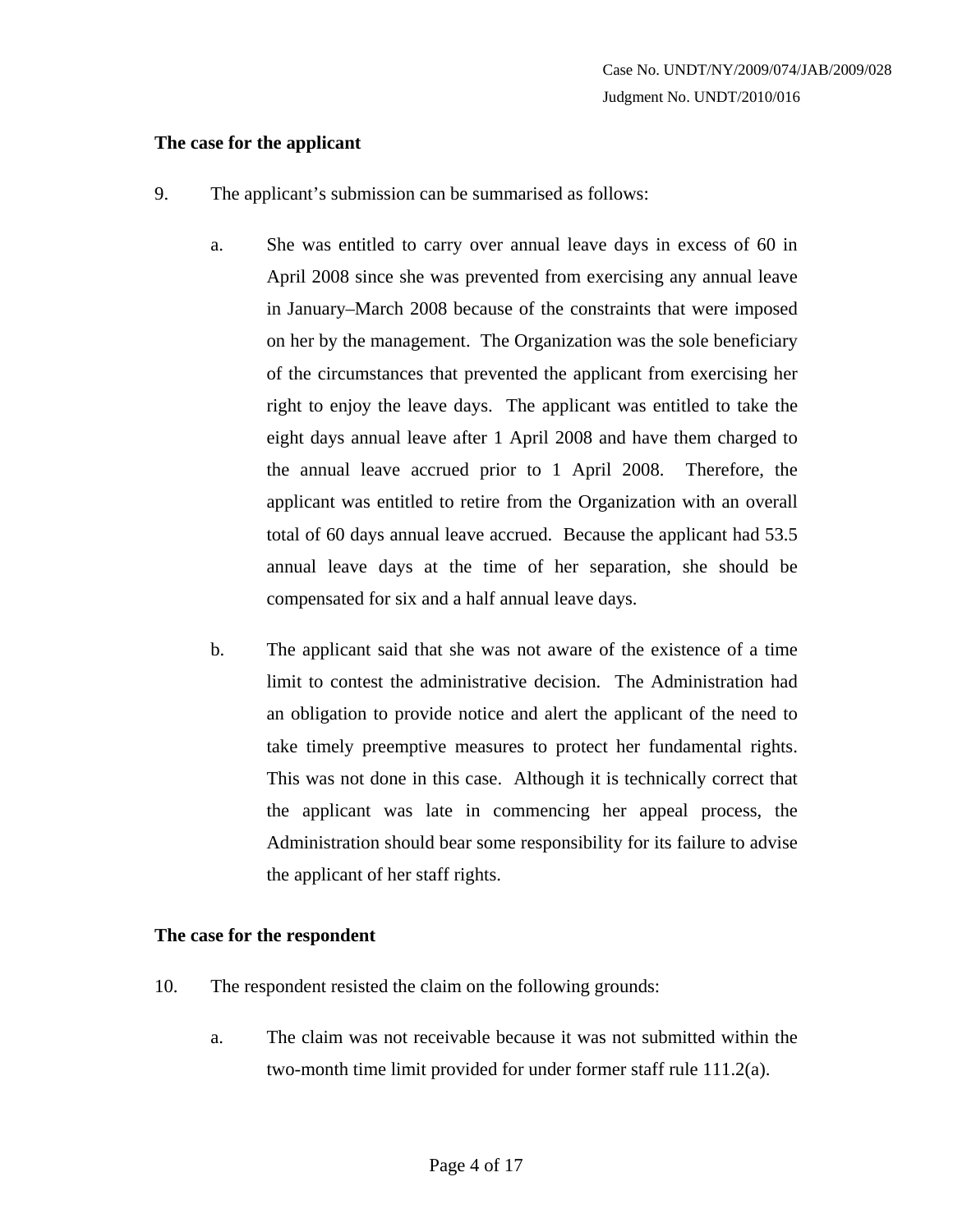**The case for the applicant**

9. The applicant's submission can be summarised as follows:

   a. She was entitled to carry over annual leave days in excess of 60 in April 2008 since she was prevented from exercising any annual leave in January–March 2008 because of the constraints that were imposed on her by the management. The Organization was the sole beneficiary of the circumstances that prevented the applicant from exercising her right to enjoy the leave days. The applicant was entitled to take the eight days annual leave after 1 April 2008 and have them charged to the annual leave accrued prior to 1 April 2008. Therefore, the applicant was entitled to retire from the Organization with an overall total of 60 days annual leave accrued. Because the applicant had 53.5 annual leave days at the time of her separation, she should be compensated for six and a half annual leave days.

   b. The applicant said that she was not aware of the existence of a time limit to contest the administrative decision. The Administration had an obligation to provide notice and alert the applicant of the need to take timely preemptive measures to protect her fundamental rights. This was not done in this case. Although it is technically correct that the applicant was late in commencing her appeal process, the Administration should bear some responsibility for its failure to advise the applicant of her staff rights.

**The case for the respondent**

10. The respondent resisted the claim on the following grounds:

    a. The claim was not receivable because it was not submitted within the two-month time limit provided for under former staff rule 111.2(a).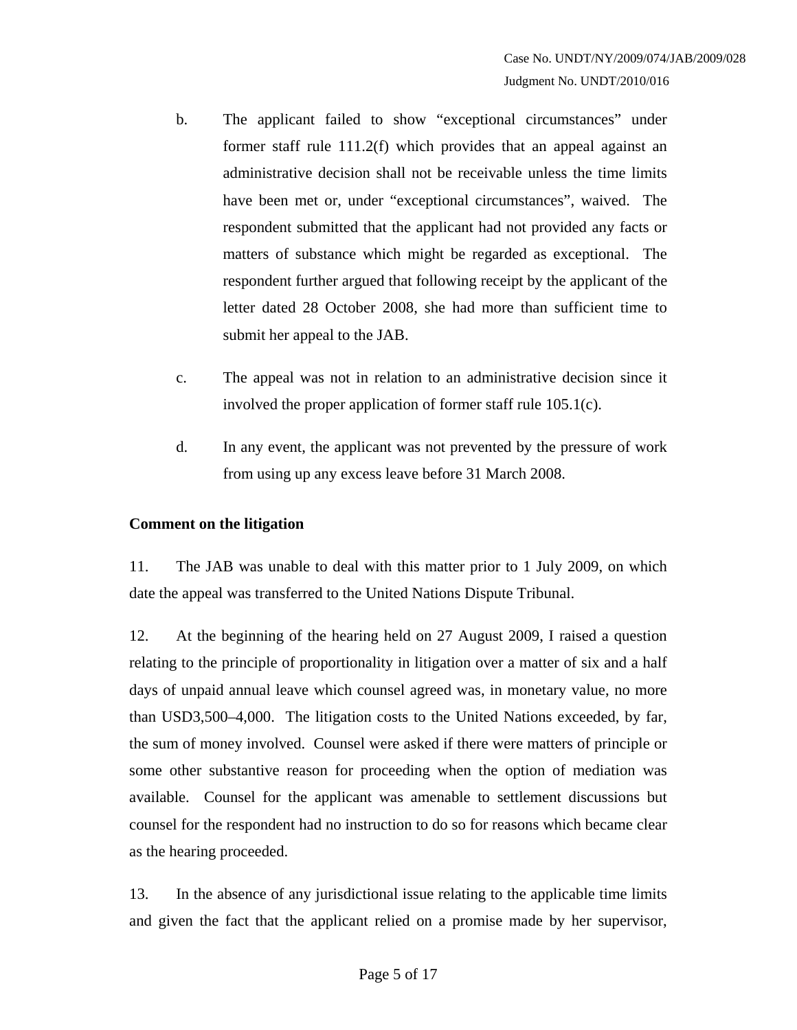b. The applicant failed to show "exceptional circumstances" under former staff rule 111.2(f) which provides that an appeal against an administrative decision shall not be receivable unless the time limits have been met or, under "exceptional circumstances", waived. The respondent submitted that the applicant had not provided any facts or matters of substance which might be regarded as exceptional. The respondent further argued that following receipt by the applicant of the letter dated 28 October 2008, she had more than sufficient time to submit her appeal to the JAB.

c. The appeal was not in relation to an administrative decision since it involved the proper application of former staff rule 105.1(c).

d. In any event, the applicant was not prevented by the pressure of work from using up any excess leave before 31 March 2008.

**Comment on the litigation**

11. The JAB was unable to deal with this matter prior to 1 July 2009, on which date the appeal was transferred to the United Nations Dispute Tribunal.

12. At the beginning of the hearing held on 27 August 2009, I raised a question relating to the principle of proportionality in litigation over a matter of six and a half days of unpaid annual leave which counsel agreed was, in monetary value, no more than USD3,500–4,000. The litigation costs to the United Nations exceeded, by far, the sum of money involved. Counsel were asked if there were matters of principle or some other substantive reason for proceeding when the option of mediation was available. Counsel for the applicant was amenable to settlement discussions but counsel for the respondent had no instruction to do so for reasons which became clear as the hearing proceeded.

13. In the absence of any jurisdictional issue relating to the applicable time limits and given the fact that the applicant relied on a promise made by her supervisor,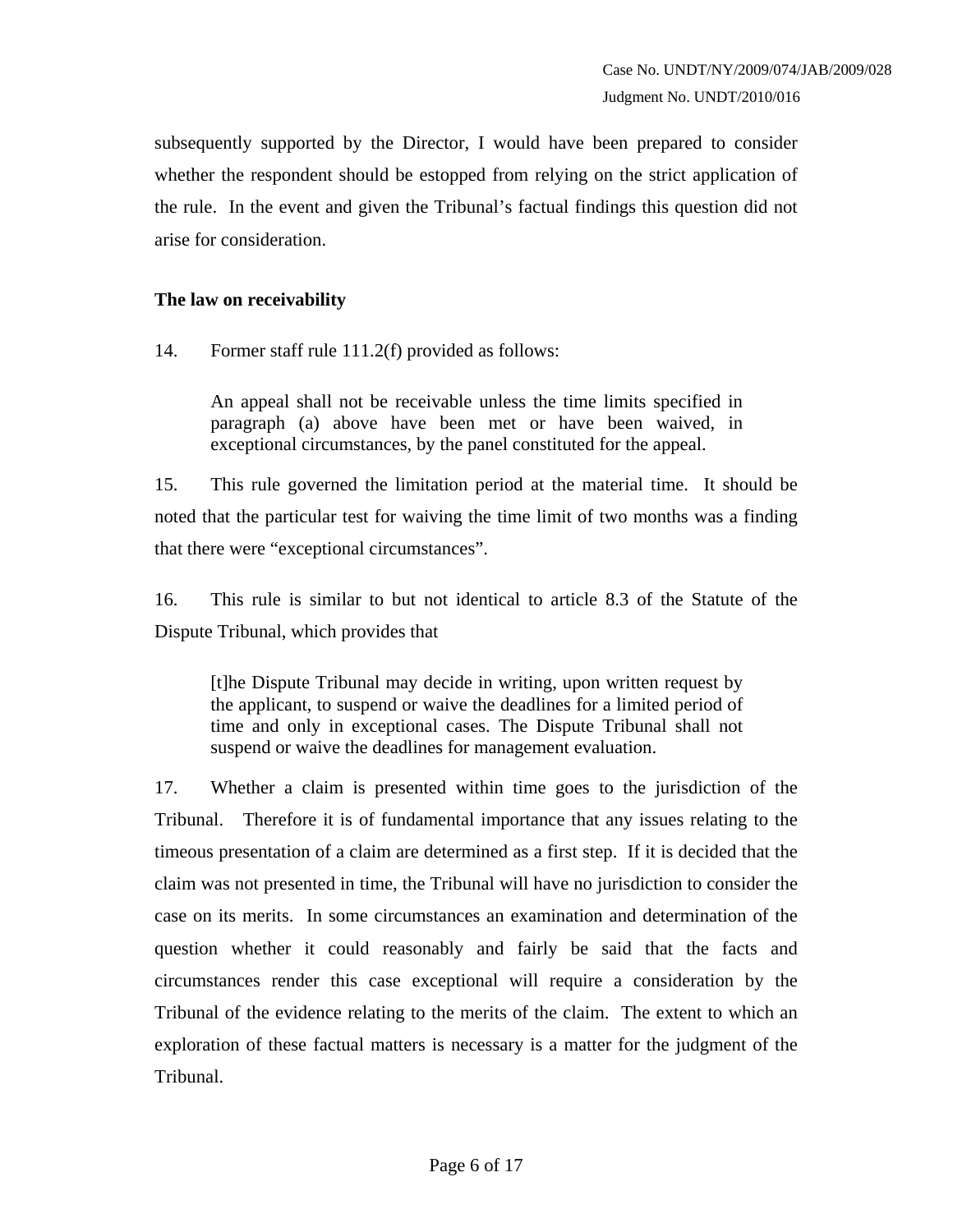subsequently supported by the Director, I would have been prepared to consider whether the respondent should be estopped from relying on the strict application of the rule. In the event and given the Tribunal's factual findings this question did not arise for consideration.

**The law on receivability**

14. Former staff rule 111.2(f) provided as follows:

> An appeal shall not be receivable unless the time limits specified in paragraph (a) above have been met or have been waived, in exceptional circumstances, by the panel constituted for the appeal.

15. This rule governed the limitation period at the material time. It should be noted that the particular test for waiving the time limit of two months was a finding that there were "exceptional circumstances".

16. This rule is similar to but not identical to article 8.3 of the Statute of the Dispute Tribunal, which provides that

> [t]he Dispute Tribunal may decide in writing, upon written request by the applicant, to suspend or waive the deadlines for a limited period of time and only in exceptional cases. The Dispute Tribunal shall not suspend or waive the deadlines for management evaluation.

17. Whether a claim is presented within time goes to the jurisdiction of the Tribunal. Therefore it is of fundamental importance that any issues relating to the timeous presentation of a claim are determined as a first step. If it is decided that the claim was not presented in time, the Tribunal will have no jurisdiction to consider the case on its merits. In some circumstances an examination and determination of the question whether it could reasonably and fairly be said that the facts and circumstances render this case exceptional will require a consideration by the Tribunal of the evidence relating to the merits of the claim. The extent to which an exploration of these factual matters is necessary is a matter for the judgment of the Tribunal.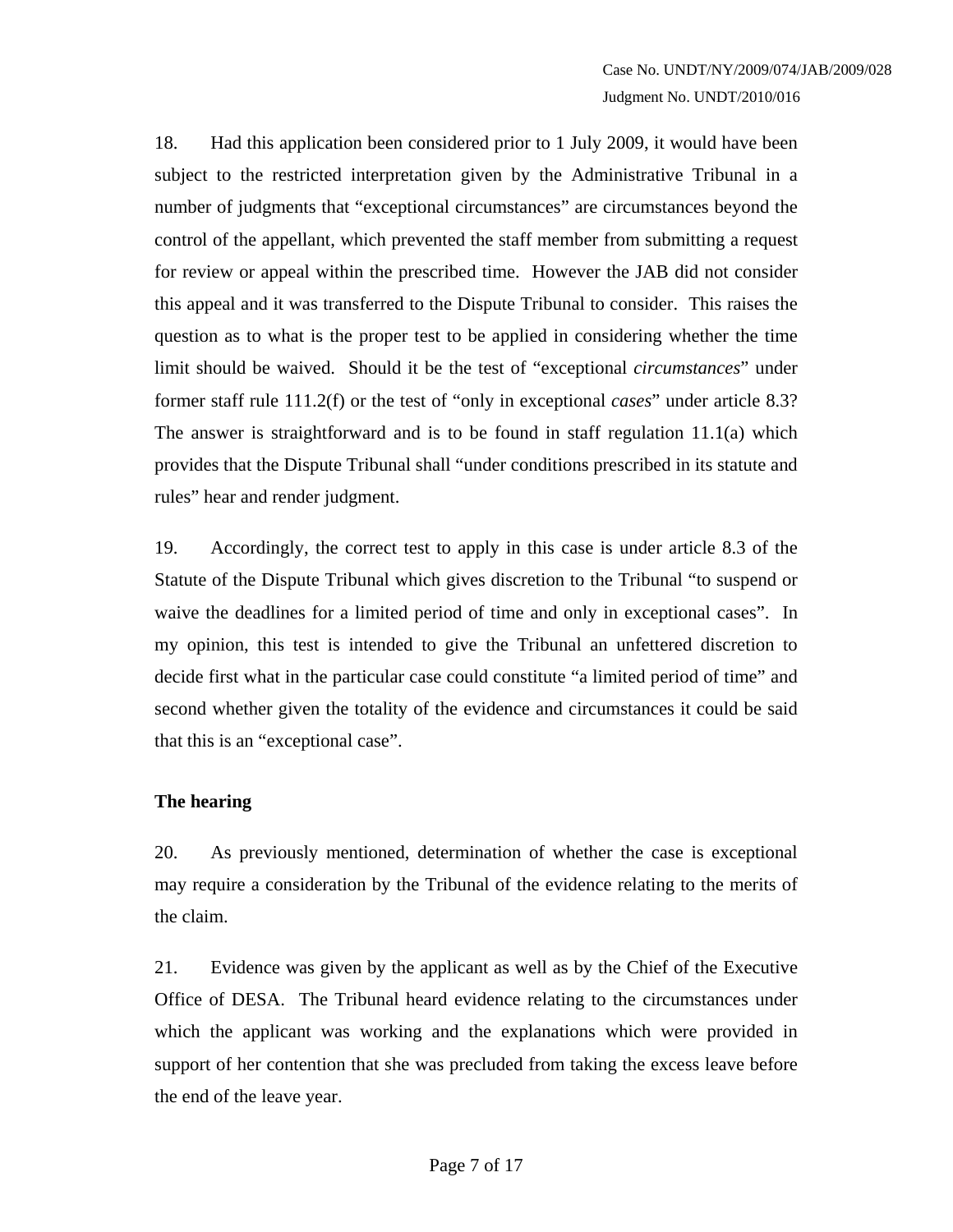18. Had this application been considered prior to 1 July 2009, it would have been subject to the restricted interpretation given by the Administrative Tribunal in a number of judgments that "exceptional circumstances" are circumstances beyond the control of the appellant, which prevented the staff member from submitting a request for review or appeal within the prescribed time. However the JAB did not consider this appeal and it was transferred to the Dispute Tribunal to consider. This raises the question as to what is the proper test to be applied in considering whether the time limit should be waived. Should it be the test of "exceptional *circumstances*" under former staff rule 111.2(f) or the test of "only in exceptional *cases*" under article 8.3? The answer is straightforward and is to be found in staff regulation 11.1(a) which provides that the Dispute Tribunal shall "under conditions prescribed in its statute and rules" hear and render judgment.

19. Accordingly, the correct test to apply in this case is under article 8.3 of the Statute of the Dispute Tribunal which gives discretion to the Tribunal "to suspend or waive the deadlines for a limited period of time and only in exceptional cases". In my opinion, this test is intended to give the Tribunal an unfettered discretion to decide first what in the particular case could constitute "a limited period of time" and second whether given the totality of the evidence and circumstances it could be said that this is an "exceptional case".

**The hearing**

20. As previously mentioned, determination of whether the case is exceptional may require a consideration by the Tribunal of the evidence relating to the merits of the claim.

21. Evidence was given by the applicant as well as by the Chief of the Executive Office of DESA. The Tribunal heard evidence relating to the circumstances under which the applicant was working and the explanations which were provided in support of her contention that she was precluded from taking the excess leave before the end of the leave year.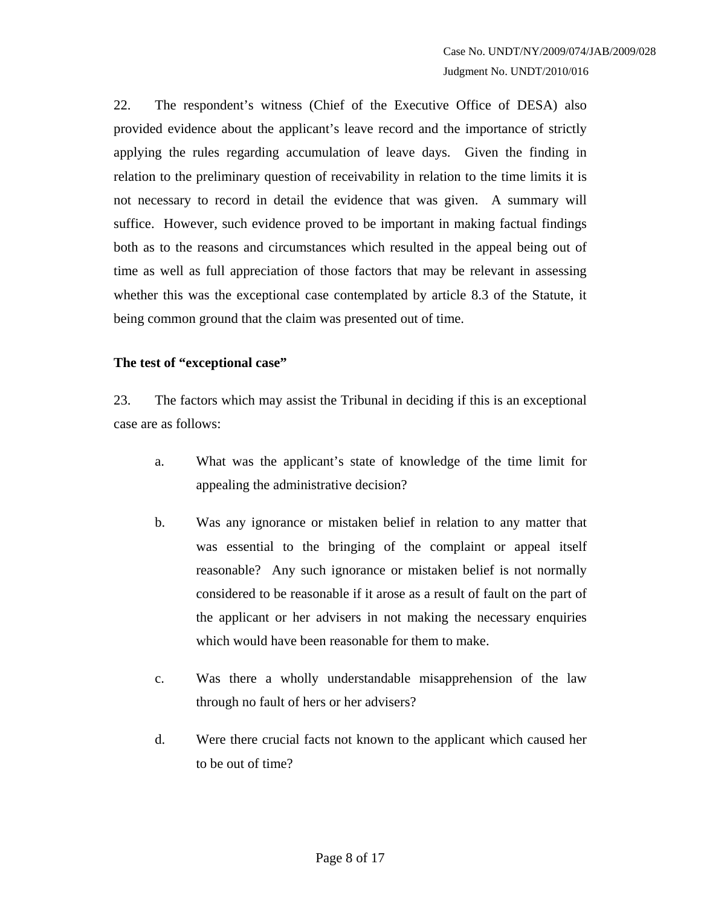22. The respondent's witness (Chief of the Executive Office of DESA) also provided evidence about the applicant's leave record and the importance of strictly applying the rules regarding accumulation of leave days. Given the finding in relation to the preliminary question of receivability in relation to the time limits it is not necessary to record in detail the evidence that was given. A summary will suffice. However, such evidence proved to be important in making factual findings both as to the reasons and circumstances which resulted in the appeal being out of time as well as full appreciation of those factors that may be relevant in assessing whether this was the exceptional case contemplated by article 8.3 of the Statute, it being common ground that the claim was presented out of time.

**The test of "exceptional case"**

23. The factors which may assist the Tribunal in deciding if this is an exceptional case are as follows:

a. What was the applicant's state of knowledge of the time limit for appealing the administrative decision?

b. Was any ignorance or mistaken belief in relation to any matter that was essential to the bringing of the complaint or appeal itself reasonable? Any such ignorance or mistaken belief is not normally considered to be reasonable if it arose as a result of fault on the part of the applicant or her advisers in not making the necessary enquiries which would have been reasonable for them to make.

c. Was there a wholly understandable misapprehension of the law through no fault of hers or her advisers?

d. Were there crucial facts not known to the applicant which caused her to be out of time?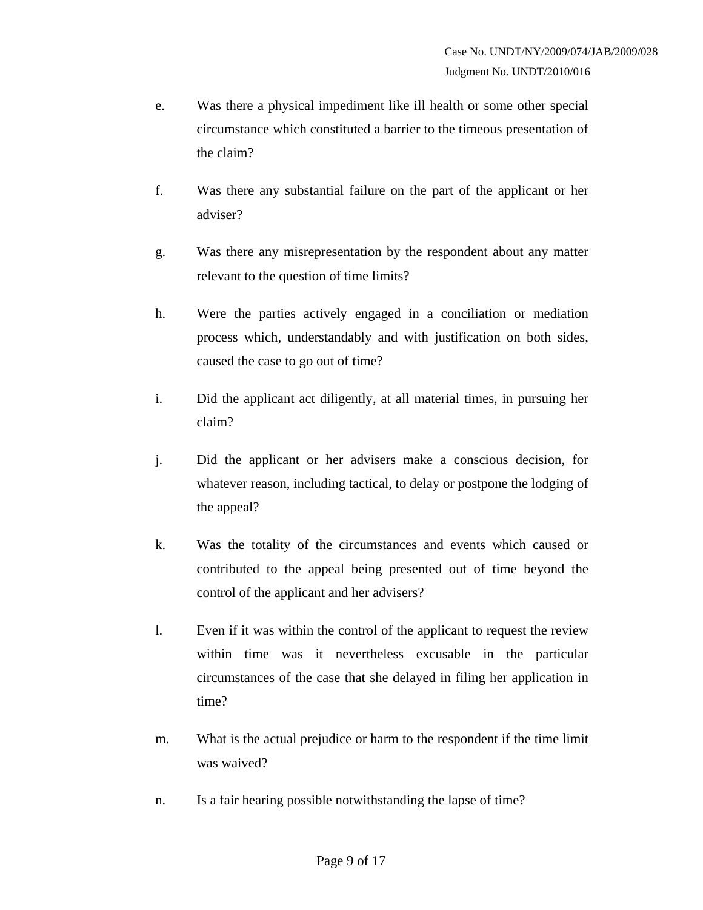e. Was there a physical impediment like ill health or some other special circumstance which constituted a barrier to the timeous presentation of the claim?

f. Was there any substantial failure on the part of the applicant or her adviser?

g. Was there any misrepresentation by the respondent about any matter relevant to the question of time limits?

h. Were the parties actively engaged in a conciliation or mediation process which, understandably and with justification on both sides, caused the case to go out of time?

i. Did the applicant act diligently, at all material times, in pursuing her claim?

j. Did the applicant or her advisers make a conscious decision, for whatever reason, including tactical, to delay or postpone the lodging of the appeal?

k. Was the totality of the circumstances and events which caused or contributed to the appeal being presented out of time beyond the control of the applicant and her advisers?

l. Even if it was within the control of the applicant to request the review within time was it nevertheless excusable in the particular circumstances of the case that she delayed in filing her application in time?

m. What is the actual prejudice or harm to the respondent if the time limit was waived?

n. Is a fair hearing possible notwithstanding the lapse of time?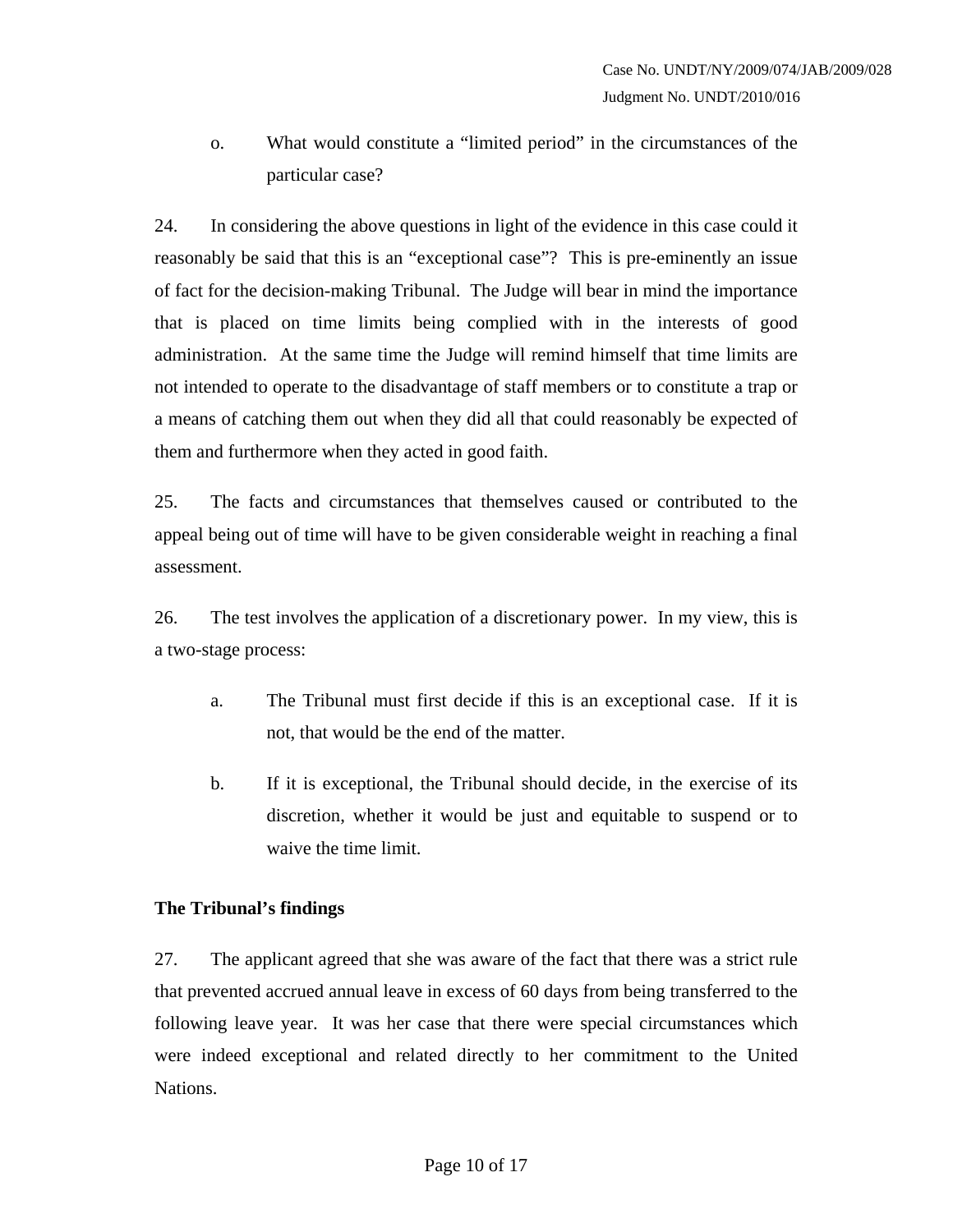o. What would constitute a "limited period" in the circumstances of the particular case?

24. In considering the above questions in light of the evidence in this case could it reasonably be said that this is an "exceptional case"? This is pre-eminently an issue of fact for the decision-making Tribunal. The Judge will bear in mind the importance that is placed on time limits being complied with in the interests of good administration. At the same time the Judge will remind himself that time limits are not intended to operate to the disadvantage of staff members or to constitute a trap or a means of catching them out when they did all that could reasonably be expected of them and furthermore when they acted in good faith.

25. The facts and circumstances that themselves caused or contributed to the appeal being out of time will have to be given considerable weight in reaching a final assessment.

26. The test involves the application of a discretionary power. In my view, this is a two-stage process:

a. The Tribunal must first decide if this is an exceptional case. If it is not, that would be the end of the matter.

b. If it is exceptional, the Tribunal should decide, in the exercise of its discretion, whether it would be just and equitable to suspend or to waive the time limit.

**The Tribunal's findings**

27. The applicant agreed that she was aware of the fact that there was a strict rule that prevented accrued annual leave in excess of 60 days from being transferred to the following leave year. It was her case that there were special circumstances which were indeed exceptional and related directly to her commitment to the United Nations.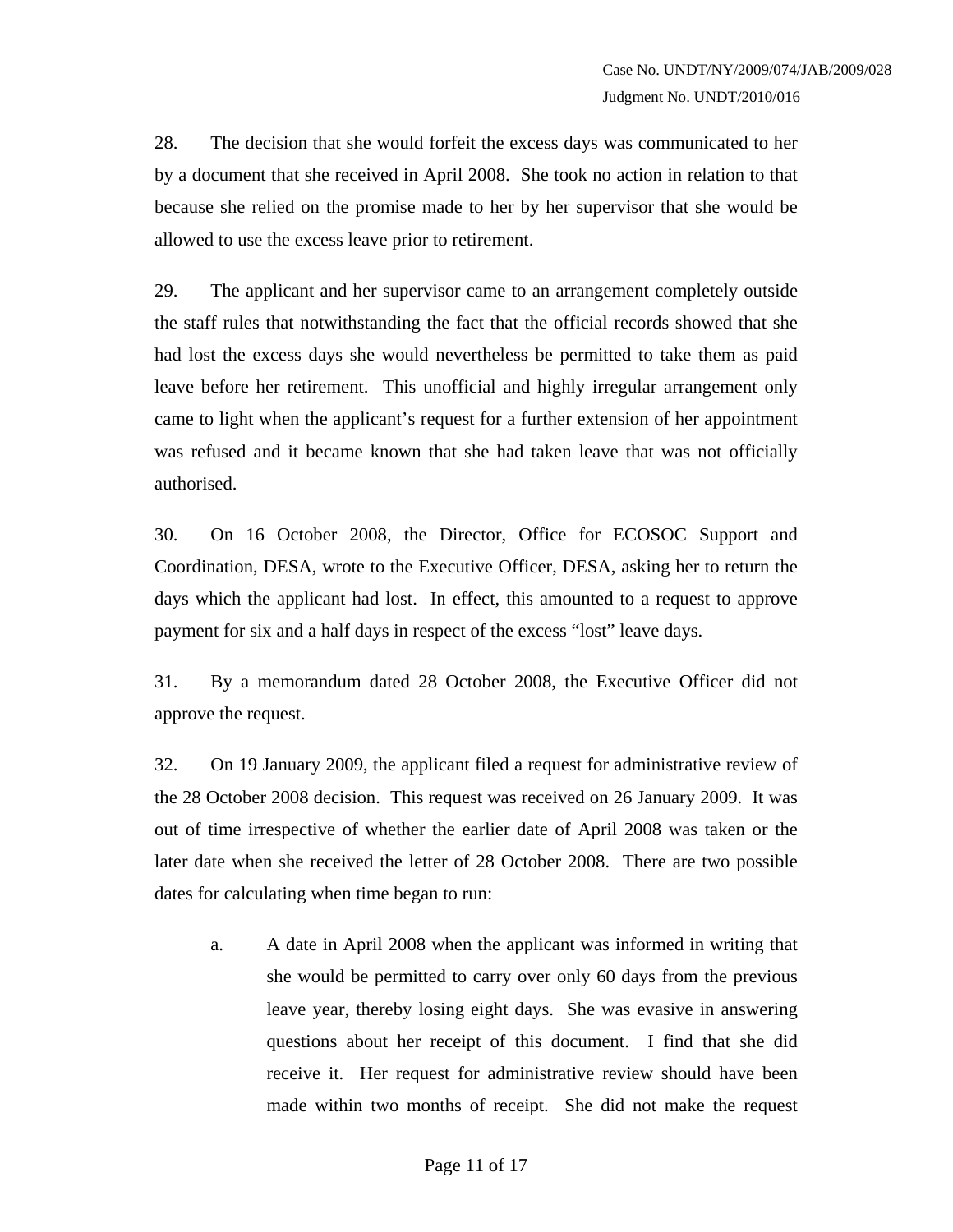28. The decision that she would forfeit the excess days was communicated to her by a document that she received in April 2008. She took no action in relation to that because she relied on the promise made to her by her supervisor that she would be allowed to use the excess leave prior to retirement.

29. The applicant and her supervisor came to an arrangement completely outside the staff rules that notwithstanding the fact that the official records showed that she had lost the excess days she would nevertheless be permitted to take them as paid leave before her retirement. This unofficial and highly irregular arrangement only came to light when the applicant's request for a further extension of her appointment was refused and it became known that she had taken leave that was not officially authorised.

30. On 16 October 2008, the Director, Office for ECOSOC Support and Coordination, DESA, wrote to the Executive Officer, DESA, asking her to return the days which the applicant had lost. In effect, this amounted to a request to approve payment for six and a half days in respect of the excess "lost" leave days.

31. By a memorandum dated 28 October 2008, the Executive Officer did not approve the request.

32. On 19 January 2009, the applicant filed a request for administrative review of the 28 October 2008 decision. This request was received on 26 January 2009. It was out of time irrespective of whether the earlier date of April 2008 was taken or the later date when she received the letter of 28 October 2008. There are two possible dates for calculating when time began to run:

a. A date in April 2008 when the applicant was informed in writing that she would be permitted to carry over only 60 days from the previous leave year, thereby losing eight days. She was evasive in answering questions about her receipt of this document. I find that she did receive it. Her request for administrative review should have been made within two months of receipt. She did not make the request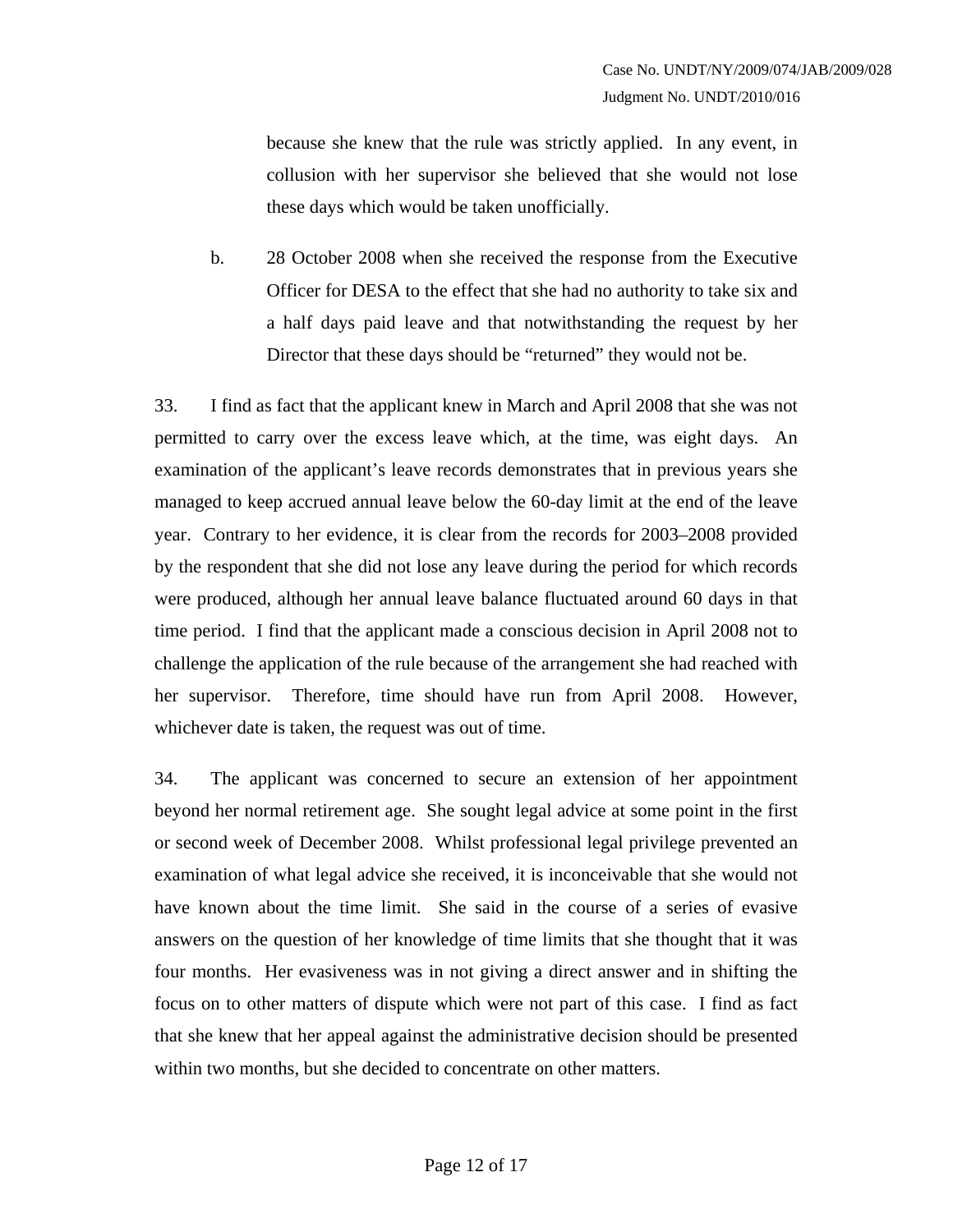because she knew that the rule was strictly applied. In any event, in collusion with her supervisor she believed that she would not lose these days which would be taken unofficially.

b. 28 October 2008 when she received the response from the Executive Officer for DESA to the effect that she had no authority to take six and a half days paid leave and that notwithstanding the request by her Director that these days should be "returned" they would not be.

33. I find as fact that the applicant knew in March and April 2008 that she was not permitted to carry over the excess leave which, at the time, was eight days. An examination of the applicant's leave records demonstrates that in previous years she managed to keep accrued annual leave below the 60-day limit at the end of the leave year. Contrary to her evidence, it is clear from the records for 2003–2008 provided by the respondent that she did not lose any leave during the period for which records were produced, although her annual leave balance fluctuated around 60 days in that time period. I find that the applicant made a conscious decision in April 2008 not to challenge the application of the rule because of the arrangement she had reached with her supervisor. Therefore, time should have run from April 2008. However, whichever date is taken, the request was out of time.

34. The applicant was concerned to secure an extension of her appointment beyond her normal retirement age. She sought legal advice at some point in the first or second week of December 2008. Whilst professional legal privilege prevented an examination of what legal advice she received, it is inconceivable that she would not have known about the time limit. She said in the course of a series of evasive answers on the question of her knowledge of time limits that she thought that it was four months. Her evasiveness was in not giving a direct answer and in shifting the focus on to other matters of dispute which were not part of this case. I find as fact that she knew that her appeal against the administrative decision should be presented within two months, but she decided to concentrate on other matters.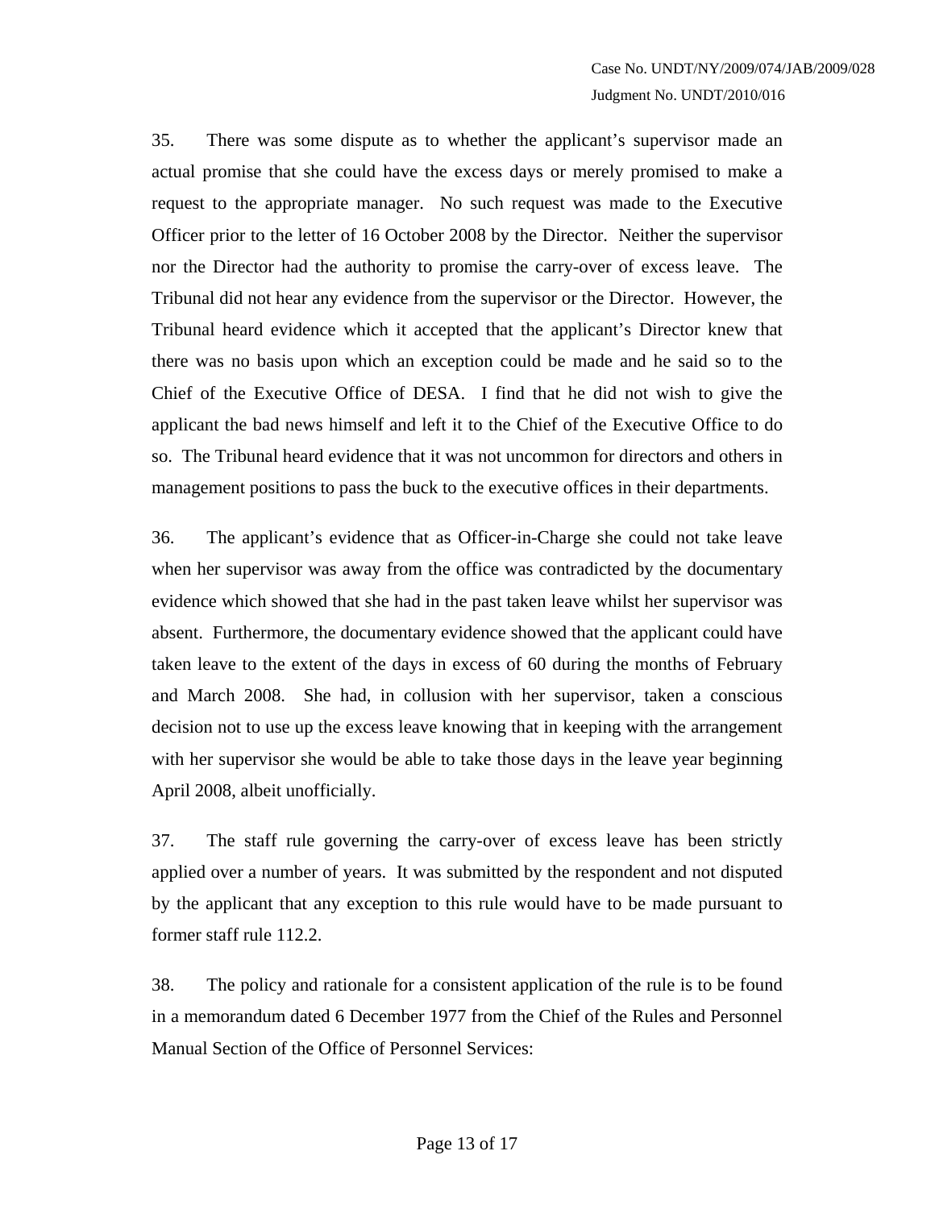35. There was some dispute as to whether the applicant's supervisor made an actual promise that she could have the excess days or merely promised to make a request to the appropriate manager. No such request was made to the Executive Officer prior to the letter of 16 October 2008 by the Director. Neither the supervisor nor the Director had the authority to promise the carry-over of excess leave. The Tribunal did not hear any evidence from the supervisor or the Director. However, the Tribunal heard evidence which it accepted that the applicant's Director knew that there was no basis upon which an exception could be made and he said so to the Chief of the Executive Office of DESA. I find that he did not wish to give the applicant the bad news himself and left it to the Chief of the Executive Office to do so. The Tribunal heard evidence that it was not uncommon for directors and others in management positions to pass the buck to the executive offices in their departments.

36. The applicant's evidence that as Officer-in-Charge she could not take leave when her supervisor was away from the office was contradicted by the documentary evidence which showed that she had in the past taken leave whilst her supervisor was absent. Furthermore, the documentary evidence showed that the applicant could have taken leave to the extent of the days in excess of 60 during the months of February and March 2008. She had, in collusion with her supervisor, taken a conscious decision not to use up the excess leave knowing that in keeping with the arrangement with her supervisor she would be able to take those days in the leave year beginning April 2008, albeit unofficially.

37. The staff rule governing the carry-over of excess leave has been strictly applied over a number of years. It was submitted by the respondent and not disputed by the applicant that any exception to this rule would have to be made pursuant to former staff rule 112.2.

38. The policy and rationale for a consistent application of the rule is to be found in a memorandum dated 6 December 1977 from the Chief of the Rules and Personnel Manual Section of the Office of Personnel Services: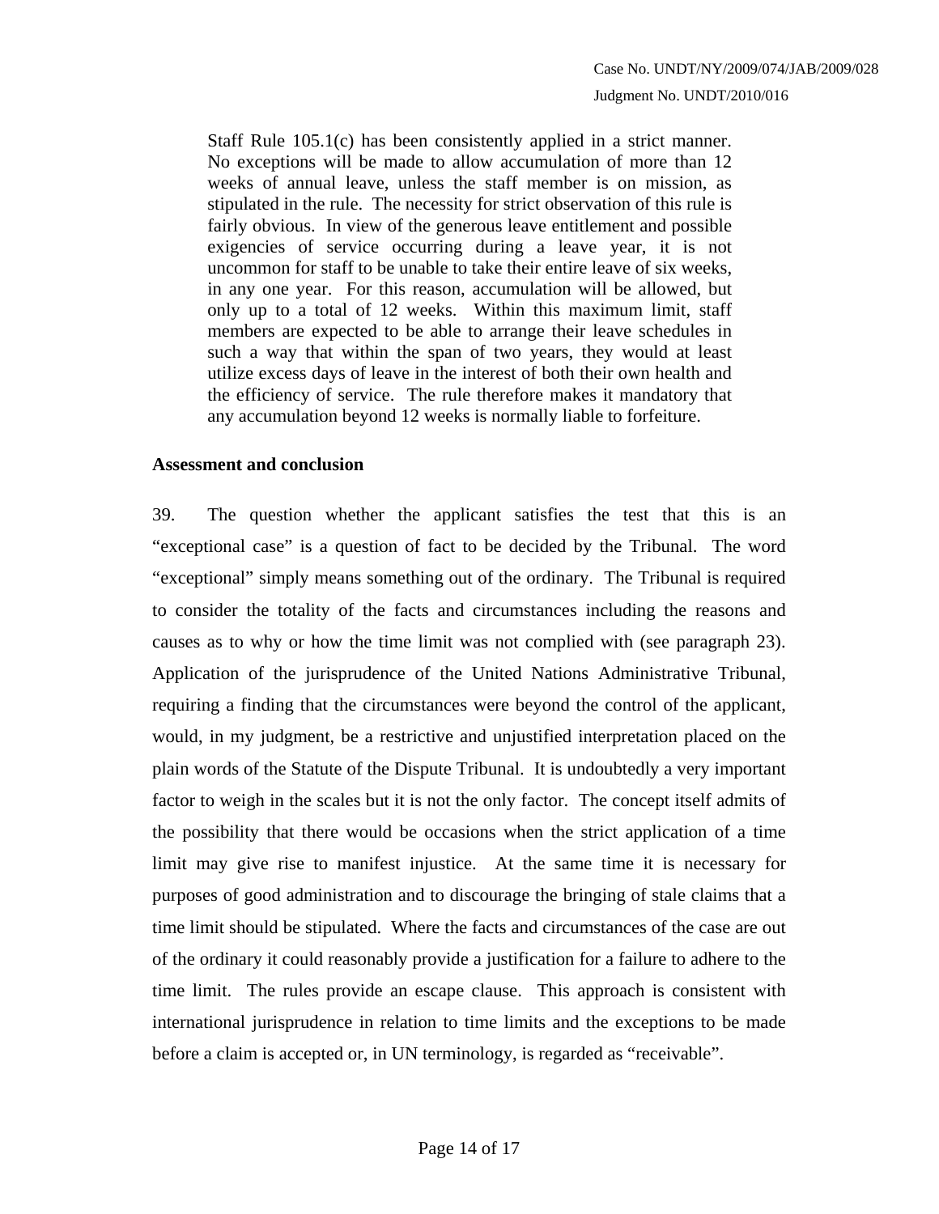> Staff Rule 105.1(c) has been consistently applied in a strict manner. No exceptions will be made to allow accumulation of more than 12 weeks of annual leave, unless the staff member is on mission, as stipulated in the rule. The necessity for strict observation of this rule is fairly obvious. In view of the generous leave entitlement and possible exigencies of service occurring during a leave year, it is not uncommon for staff to be unable to take their entire leave of six weeks, in any one year. For this reason, accumulation will be allowed, but only up to a total of 12 weeks. Within this maximum limit, staff members are expected to be able to arrange their leave schedules in such a way that within the span of two years, they would at least utilize excess days of leave in the interest of both their own health and the efficiency of service. The rule therefore makes it mandatory that any accumulation beyond 12 weeks is normally liable to forfeiture.

**Assessment and conclusion**

39. The question whether the applicant satisfies the test that this is an "exceptional case" is a question of fact to be decided by the Tribunal. The word "exceptional" simply means something out of the ordinary. The Tribunal is required to consider the totality of the facts and circumstances including the reasons and causes as to why or how the time limit was not complied with (see paragraph 23). Application of the jurisprudence of the United Nations Administrative Tribunal, requiring a finding that the circumstances were beyond the control of the applicant, would, in my judgment, be a restrictive and unjustified interpretation placed on the plain words of the Statute of the Dispute Tribunal. It is undoubtedly a very important factor to weigh in the scales but it is not the only factor. The concept itself admits of the possibility that there would be occasions when the strict application of a time limit may give rise to manifest injustice. At the same time it is necessary for purposes of good administration and to discourage the bringing of stale claims that a time limit should be stipulated. Where the facts and circumstances of the case are out of the ordinary it could reasonably provide a justification for a failure to adhere to the time limit. The rules provide an escape clause. This approach is consistent with international jurisprudence in relation to time limits and the exceptions to be made before a claim is accepted or, in UN terminology, is regarded as "receivable".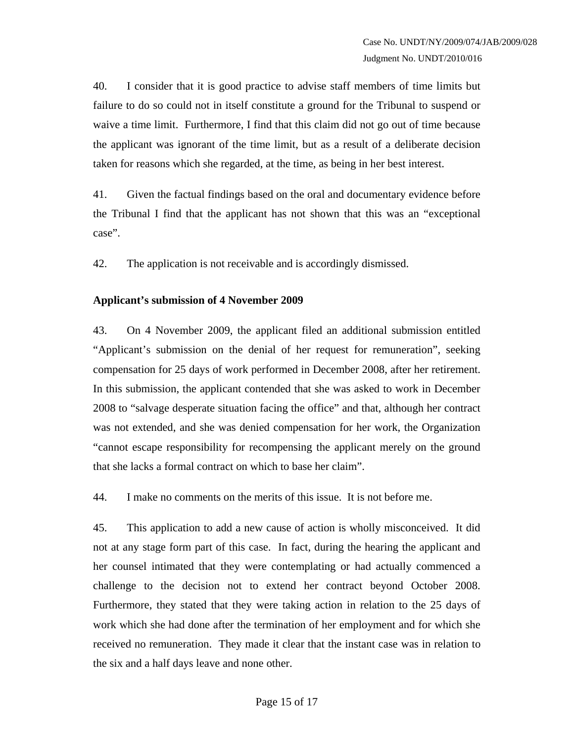40. I consider that it is good practice to advise staff members of time limits but failure to do so could not in itself constitute a ground for the Tribunal to suspend or waive a time limit. Furthermore, I find that this claim did not go out of time because the applicant was ignorant of the time limit, but as a result of a deliberate decision taken for reasons which she regarded, at the time, as being in her best interest.

41. Given the factual findings based on the oral and documentary evidence before the Tribunal I find that the applicant has not shown that this was an "exceptional case".

42. The application is not receivable and is accordingly dismissed.

**Applicant's submission of 4 November 2009**

43. On 4 November 2009, the applicant filed an additional submission entitled "Applicant's submission on the denial of her request for remuneration", seeking compensation for 25 days of work performed in December 2008, after her retirement. In this submission, the applicant contended that she was asked to work in December 2008 to "salvage desperate situation facing the office" and that, although her contract was not extended, and she was denied compensation for her work, the Organization "cannot escape responsibility for recompensing the applicant merely on the ground that she lacks a formal contract on which to base her claim".

44. I make no comments on the merits of this issue. It is not before me.

45. This application to add a new cause of action is wholly misconceived. It did not at any stage form part of this case. In fact, during the hearing the applicant and her counsel intimated that they were contemplating or had actually commenced a challenge to the decision not to extend her contract beyond October 2008. Furthermore, they stated that they were taking action in relation to the 25 days of work which she had done after the termination of her employment and for which she received no remuneration. They made it clear that the instant case was in relation to the six and a half days leave and none other.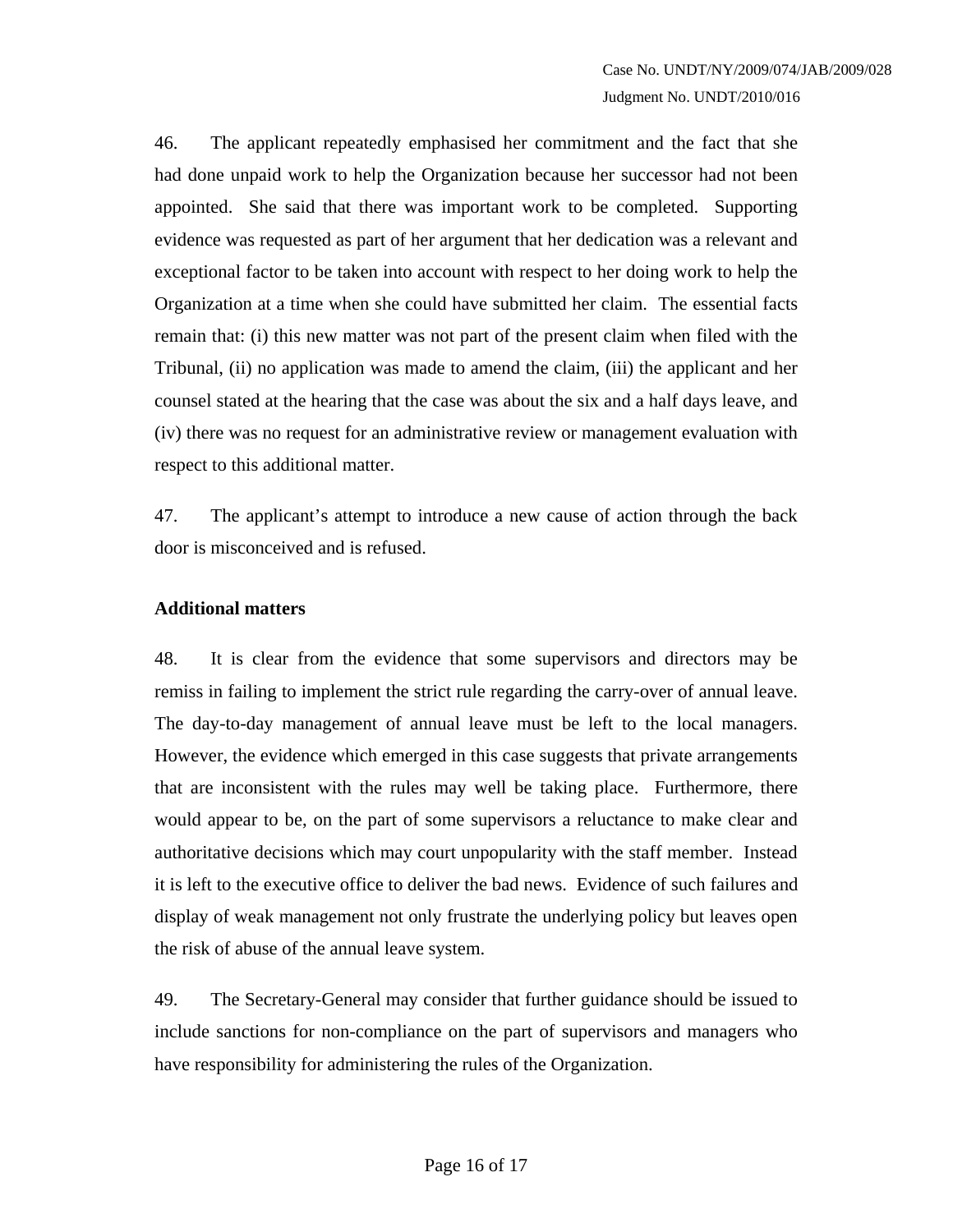46. The applicant repeatedly emphasised her commitment and the fact that she had done unpaid work to help the Organization because her successor had not been appointed. She said that there was important work to be completed. Supporting evidence was requested as part of her argument that her dedication was a relevant and exceptional factor to be taken into account with respect to her doing work to help the Organization at a time when she could have submitted her claim. The essential facts remain that: (i) this new matter was not part of the present claim when filed with the Tribunal, (ii) no application was made to amend the claim, (iii) the applicant and her counsel stated at the hearing that the case was about the six and a half days leave, and (iv) there was no request for an administrative review or management evaluation with respect to this additional matter.

47. The applicant's attempt to introduce a new cause of action through the back door is misconceived and is refused.

**Additional matters**

48. It is clear from the evidence that some supervisors and directors may be remiss in failing to implement the strict rule regarding the carry-over of annual leave. The day-to-day management of annual leave must be left to the local managers. However, the evidence which emerged in this case suggests that private arrangements that are inconsistent with the rules may well be taking place. Furthermore, there would appear to be, on the part of some supervisors a reluctance to make clear and authoritative decisions which may court unpopularity with the staff member. Instead it is left to the executive office to deliver the bad news. Evidence of such failures and display of weak management not only frustrate the underlying policy but leaves open the risk of abuse of the annual leave system.

49. The Secretary-General may consider that further guidance should be issued to include sanctions for non-compliance on the part of supervisors and managers who have responsibility for administering the rules of the Organization.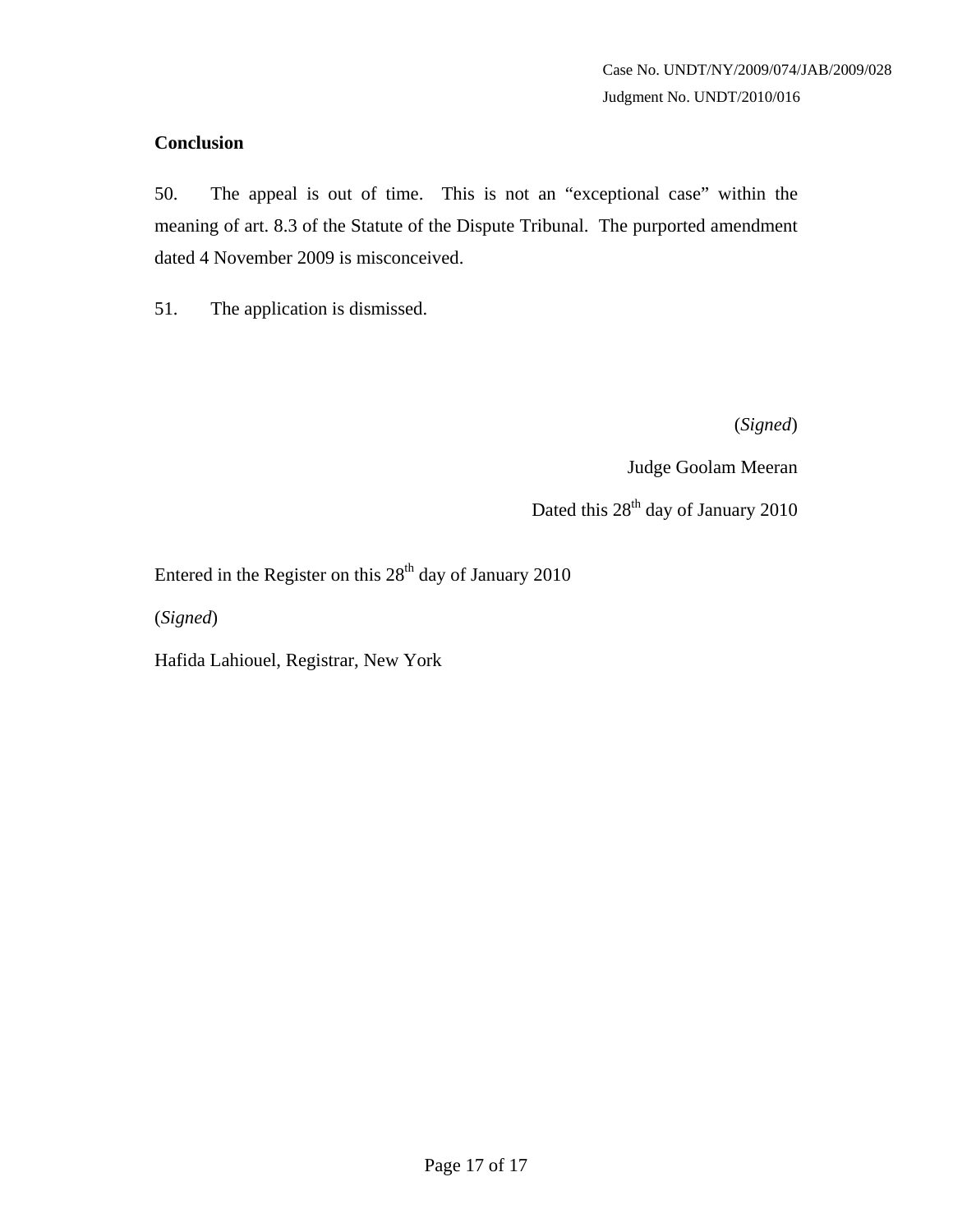**Conclusion**

50. The appeal is out of time. This is not an "exceptional case" within the meaning of art. 8.3 of the Statute of the Dispute Tribunal. The purported amendment dated 4 November 2009 is misconceived.

51. The application is dismissed.

(*Signed*)

Judge Goolam Meeran

Dated this 28th day of January 2010

Entered in the Register on this 28th day of January 2010

(*Signed*)

Hafida Lahiouel, Registrar, New York